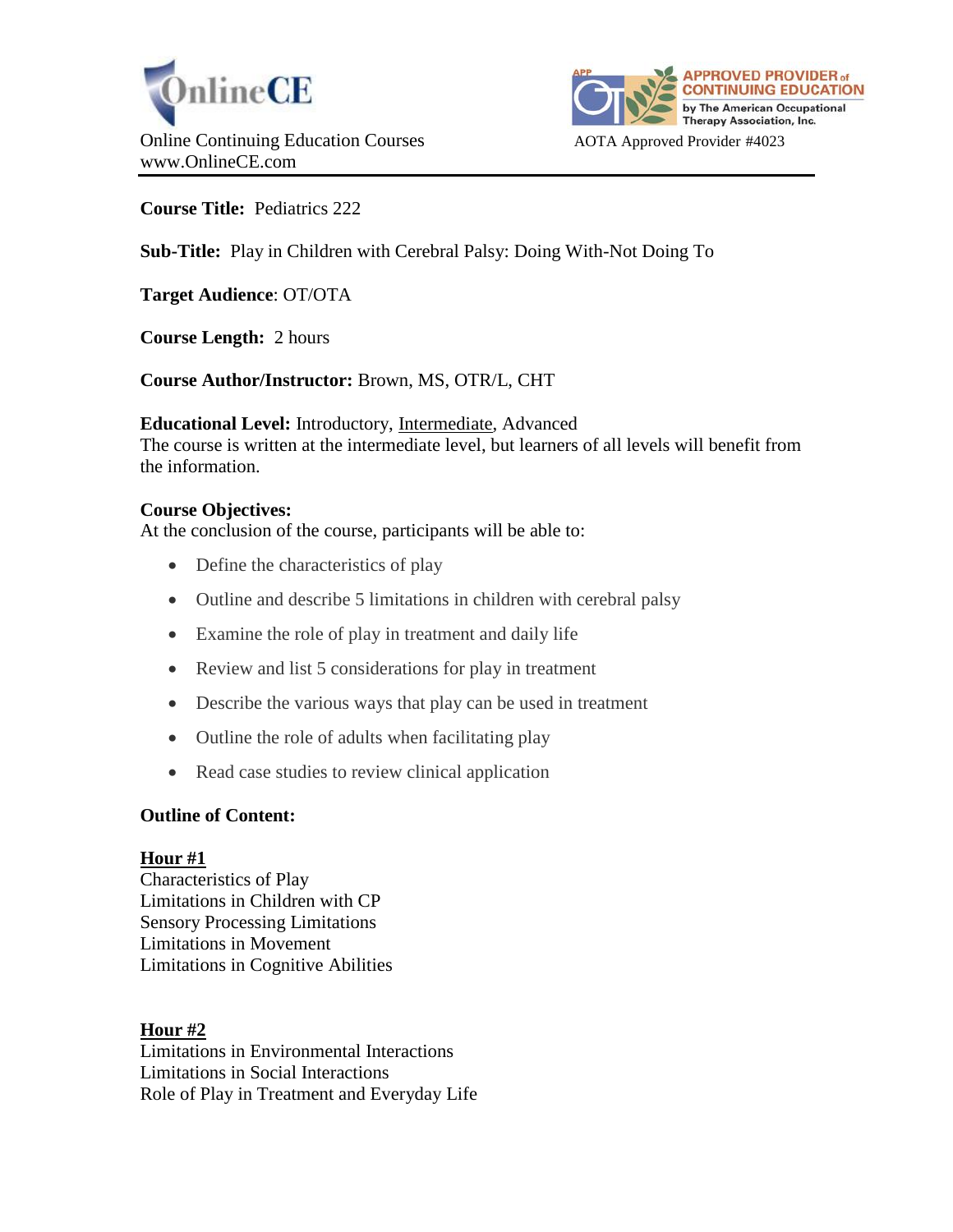OnlineCE

Online Continuing Education Courses
www.OnlineCE.com

APPROVED PROVIDER of CONTINUING EDUCATION by The American Occupational Therapy Association, Inc.

AOTA Approved Provider #4023

---

**Course Title:** Pediatrics 222

**Sub-Title:** Play in Children with Cerebral Palsy: Doing With-Not Doing To

**Target Audience**: OT/OTA

**Course Length:** 2 hours

**Course Author/Instructor:** Brown, MS, OTR/L, CHT

**Educational Level:** Introductory, Intermediate, Advanced
The course is written at the intermediate level, but learners of all levels will benefit from the information.

**Course Objectives:**
At the conclusion of the course, participants will be able to:

- Define the characteristics of play
- Outline and describe 5 limitations in children with cerebral palsy
- Examine the role of play in treatment and daily life
- Review and list 5 considerations for play in treatment
- Describe the various ways that play can be used in treatment
- Outline the role of adults when facilitating play
- Read case studies to review clinical application

**Outline of Content:**

**Hour #1**
Characteristics of Play
Limitations in Children with CP
Sensory Processing Limitations
Limitations in Movement
Limitations in Cognitive Abilities

**Hour #2**
Limitations in Environmental Interactions
Limitations in Social Interactions
Role of Play in Treatment and Everyday Life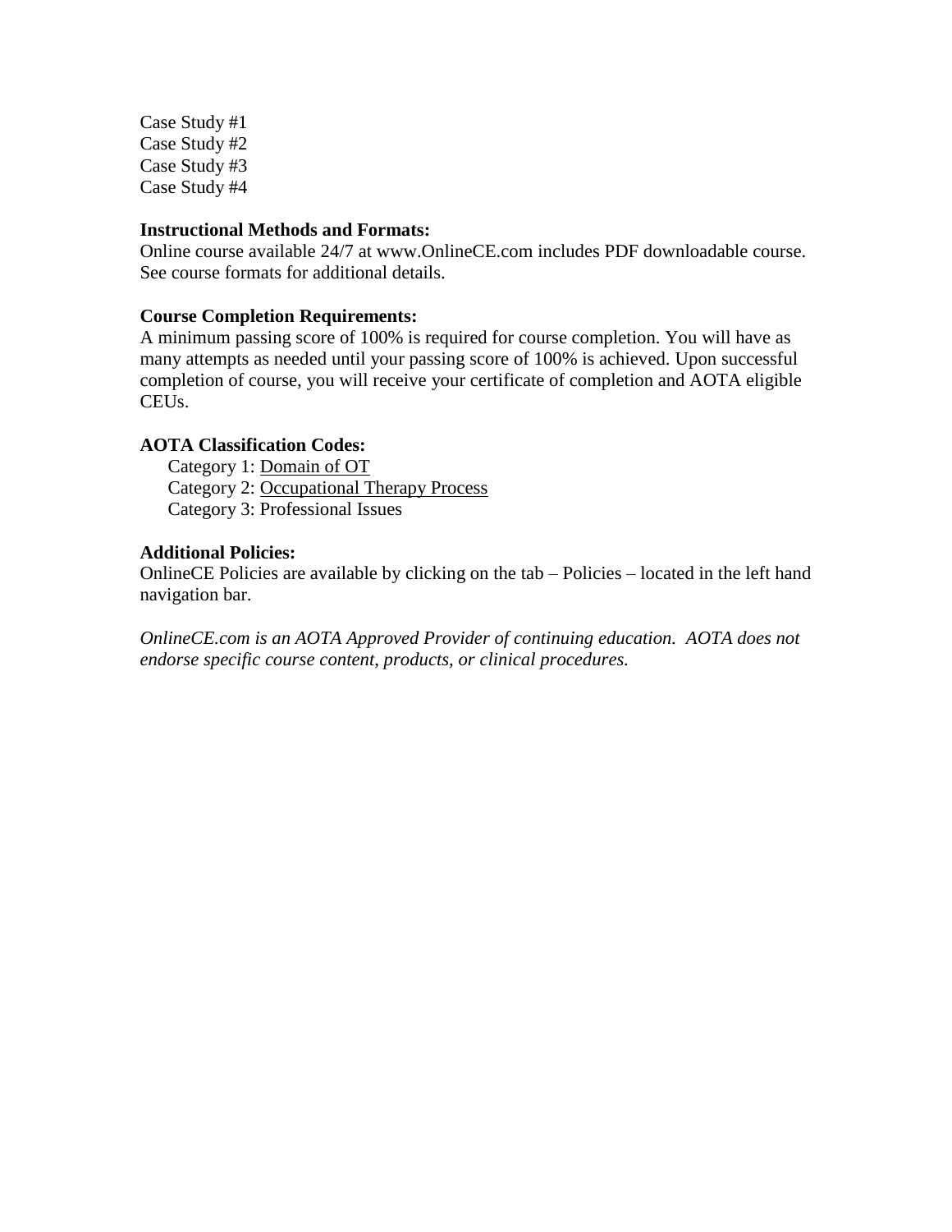Case Study #1
Case Study #2
Case Study #3
Case Study #4

**Instructional Methods and Formats:**
Online course available 24/7 at www.OnlineCE.com includes PDF downloadable course. See course formats for additional details.

**Course Completion Requirements:**
A minimum passing score of 100% is required for course completion. You will have as many attempts as needed until your passing score of 100% is achieved. Upon successful completion of course, you will receive your certificate of completion and AOTA eligible CEUs.

**AOTA Classification Codes:**

Category 1: Domain of OT
Category 2: Occupational Therapy Process
Category 3: Professional Issues

**Additional Policies:**
OnlineCE Policies are available by clicking on the tab – Policies – located in the left hand navigation bar.

*OnlineCE.com is an AOTA Approved Provider of continuing education. AOTA does not endorse specific course content, products, or clinical procedures.*